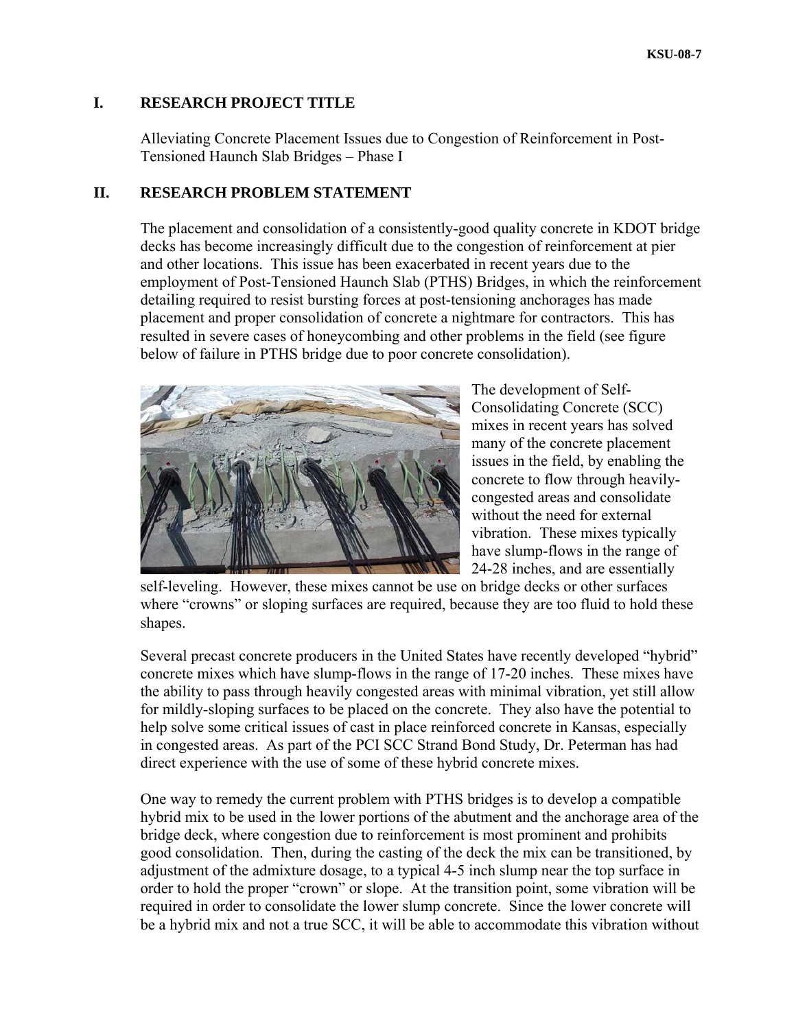## I. RESEARCH PROJECT TITLE

Alleviating Concrete Placement Issues due to Congestion of Reinforcement in Post-Tensioned Haunch Slab Bridges – Phase I

## II. RESEARCH PROBLEM STATEMENT

The placement and consolidation of a consistently-good quality concrete in KDOT bridge decks has become increasingly difficult due to the congestion of reinforcement at pier and other locations. This issue has been exacerbated in recent years due to the employment of Post-Tensioned Haunch Slab (PTHS) Bridges, in which the reinforcement detailing required to resist bursting forces at post-tensioning anchorages has made placement and proper consolidation of concrete a nightmare for contractors. This has resulted in severe cases of honeycombing and other problems in the field (see figure below of failure in PTHS bridge due to poor concrete consolidation).

The development of Self-Consolidating Concrete (SCC) mixes in recent years has solved many of the concrete placement issues in the field, by enabling the concrete to flow through heavily-congested areas and consolidate without the need for external vibration. These mixes typically have slump-flows in the range of 24-28 inches, and are essentially self-leveling. However, these mixes cannot be use on bridge decks or other surfaces where "crowns" or sloping surfaces are required, because they are too fluid to hold these shapes.

Several precast concrete producers in the United States have recently developed "hybrid" concrete mixes which have slump-flows in the range of 17-20 inches. These mixes have the ability to pass through heavily congested areas with minimal vibration, yet still allow for mildly-sloping surfaces to be placed on the concrete. They also have the potential to help solve some critical issues of cast in place reinforced concrete in Kansas, especially in congested areas. As part of the PCI SCC Strand Bond Study, Dr. Peterman has had direct experience with the use of some of these hybrid concrete mixes.

One way to remedy the current problem with PTHS bridges is to develop a compatible hybrid mix to be used in the lower portions of the abutment and the anchorage area of the bridge deck, where congestion due to reinforcement is most prominent and prohibits good consolidation. Then, during the casting of the deck the mix can be transitioned, by adjustment of the admixture dosage, to a typical 4-5 inch slump near the top surface in order to hold the proper "crown" or slope. At the transition point, some vibration will be required in order to consolidate the lower slump concrete. Since the lower concrete will be a hybrid mix and not a true SCC, it will be able to accommodate this vibration without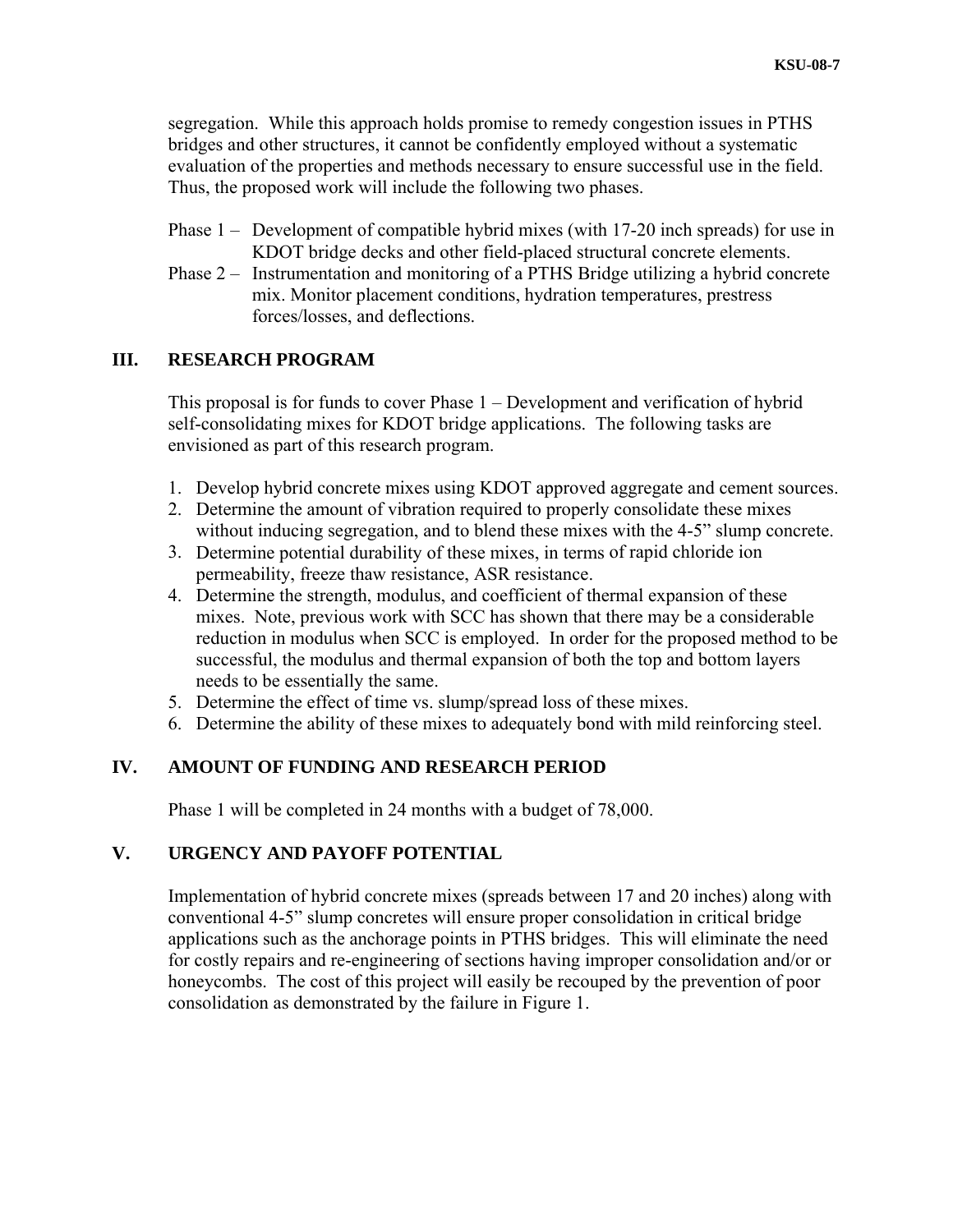segregation. While this approach holds promise to remedy congestion issues in PTHS bridges and other structures, it cannot be confidently employed without a systematic evaluation of the properties and methods necessary to ensure successful use in the field. Thus, the proposed work will include the following two phases.

Phase 1 – Development of compatible hybrid mixes (with 17-20 inch spreads) for use in KDOT bridge decks and other field-placed structural concrete elements.

Phase 2 – Instrumentation and monitoring of a PTHS Bridge utilizing a hybrid concrete mix. Monitor placement conditions, hydration temperatures, prestress forces/losses, and deflections.

## III. RESEARCH PROGRAM

This proposal is for funds to cover Phase 1 – Development and verification of hybrid self-consolidating mixes for KDOT bridge applications. The following tasks are envisioned as part of this research program.

1. Develop hybrid concrete mixes using KDOT approved aggregate and cement sources.
2. Determine the amount of vibration required to properly consolidate these mixes without inducing segregation, and to blend these mixes with the 4-5" slump concrete.
3. Determine potential durability of these mixes, in terms of rapid chloride ion permeability, freeze thaw resistance, ASR resistance.
4. Determine the strength, modulus, and coefficient of thermal expansion of these mixes. Note, previous work with SCC has shown that there may be a considerable reduction in modulus when SCC is employed. In order for the proposed method to be successful, the modulus and thermal expansion of both the top and bottom layers needs to be essentially the same.
5. Determine the effect of time vs. slump/spread loss of these mixes.
6. Determine the ability of these mixes to adequately bond with mild reinforcing steel.

## IV. AMOUNT OF FUNDING AND RESEARCH PERIOD

Phase 1 will be completed in 24 months with a budget of 78,000.

## V. URGENCY AND PAYOFF POTENTIAL

Implementation of hybrid concrete mixes (spreads between 17 and 20 inches) along with conventional 4-5" slump concretes will ensure proper consolidation in critical bridge applications such as the anchorage points in PTHS bridges. This will eliminate the need for costly repairs and re-engineering of sections having improper consolidation and/or or honeycombs. The cost of this project will easily be recouped by the prevention of poor consolidation as demonstrated by the failure in Figure 1.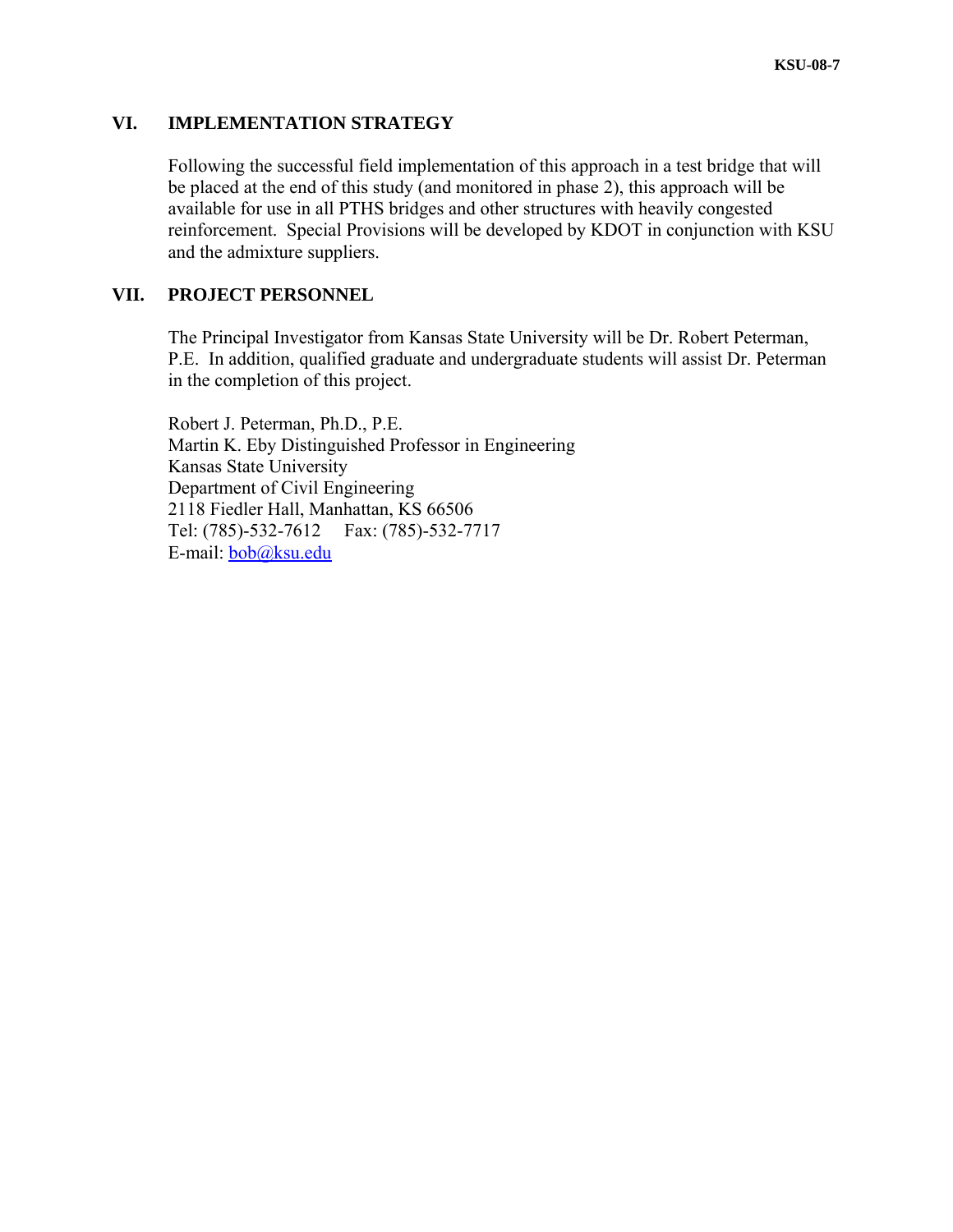## VI. IMPLEMENTATION STRATEGY

Following the successful field implementation of this approach in a test bridge that will be placed at the end of this study (and monitored in phase 2), this approach will be available for use in all PTHS bridges and other structures with heavily congested reinforcement. Special Provisions will be developed by KDOT in conjunction with KSU and the admixture suppliers.

## VII. PROJECT PERSONNEL

The Principal Investigator from Kansas State University will be Dr. Robert Peterman, P.E. In addition, qualified graduate and undergraduate students will assist Dr. Peterman in the completion of this project.

Robert J. Peterman, Ph.D., P.E.
Martin K. Eby Distinguished Professor in Engineering
Kansas State University
Department of Civil Engineering
2118 Fiedler Hall, Manhattan, KS 66506
Tel: (785)-532-7612 Fax: (785)-532-7717
E-mail: bob@ksu.edu